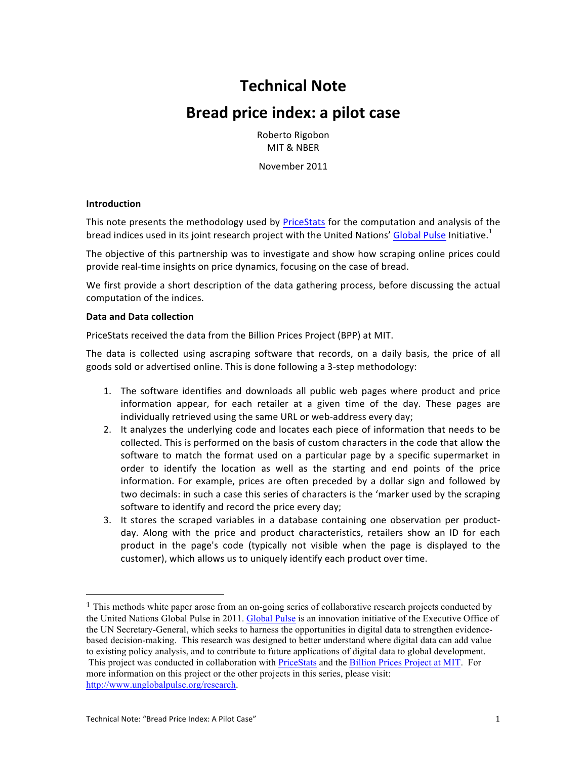# Technical Note

# Bread price index: a pilot case

Roberto Rigobon
MIT & NBER

November 2011

**Introduction**

This note presents the methodology used by PriceStats for the computation and analysis of the bread indices used in its joint research project with the United Nations' Global Pulse Initiative.[1]

The objective of this partnership was to investigate and show how scraping online prices could provide real-time insights on price dynamics, focusing on the case of bread.

We first provide a short description of the data gathering process, before discussing the actual computation of the indices.

**Data and Data collection**

PriceStats received the data from the Billion Prices Project (BPP) at MIT.

The data is collected using ascraping software that records, on a daily basis, the price of all goods sold or advertised online. This is done following a 3-step methodology:

1. The software identifies and downloads all public web pages where product and price information appear, for each retailer at a given time of the day. These pages are individually retrieved using the same URL or web-address every day;
2. It analyzes the underlying code and locates each piece of information that needs to be collected. This is performed on the basis of custom characters in the code that allow the software to match the format used on a particular page by a specific supermarket in order to identify the location as well as the starting and end points of the price information. For example, prices are often preceded by a dollar sign and followed by two decimals: in such a case this series of characters is the 'marker used by the scraping software to identify and record the price every day;
3. It stores the scraped variables in a database containing one observation per product-day. Along with the price and product characteristics, retailers show an ID for each product in the page's code (typically not visible when the page is displayed to the customer), which allows us to uniquely identify each product over time.

---

[1] This methods white paper arose from an on-going series of collaborative research projects conducted by the United Nations Global Pulse in 2011. Global Pulse is an innovation initiative of the Executive Office of the UN Secretary-General, which seeks to harness the opportunities in digital data to strengthen evidence-based decision-making. This research was designed to better understand where digital data can add value to existing policy analysis, and to contribute to future applications of digital data to global development. This project was conducted in collaboration with PriceStats and the Billion Prices Project at MIT. For more information on this project or the other projects in this series, please visit: http://www.unglobalpulse.org/research.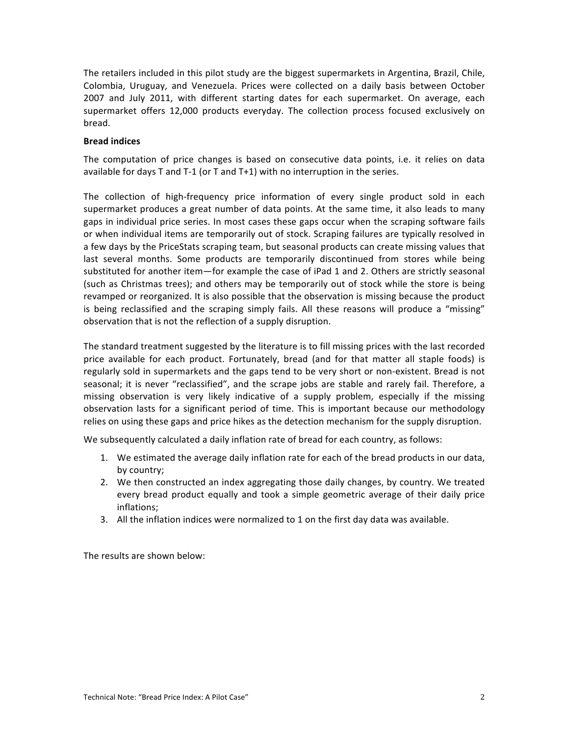The retailers included in this pilot study are the biggest supermarkets in Argentina, Brazil, Chile, Colombia, Uruguay, and Venezuela. Prices were collected on a daily basis between October 2007 and July 2011, with different starting dates for each supermarket. On average, each supermarket offers 12,000 products everyday. The collection process focused exclusively on bread.

**Bread indices**

The computation of price changes is based on consecutive data points, i.e. it relies on data available for days T and T-1 (or T and T+1) with no interruption in the series.

The collection of high-frequency price information of every single product sold in each supermarket produces a great number of data points. At the same time, it also leads to many gaps in individual price series. In most cases these gaps occur when the scraping software fails or when individual items are temporarily out of stock. Scraping failures are typically resolved in a few days by the PriceStats scraping team, but seasonal products can create missing values that last several months. Some products are temporarily discontinued from stores while being substituted for another item—for example the case of iPad 1 and 2. Others are strictly seasonal (such as Christmas trees); and others may be temporarily out of stock while the store is being revamped or reorganized. It is also possible that the observation is missing because the product is being reclassified and the scraping simply fails. All these reasons will produce a "missing" observation that is not the reflection of a supply disruption.

The standard treatment suggested by the literature is to fill missing prices with the last recorded price available for each product. Fortunately, bread (and for that matter all staple foods) is regularly sold in supermarkets and the gaps tend to be very short or non-existent. Bread is not seasonal; it is never "reclassified", and the scrape jobs are stable and rarely fail. Therefore, a missing observation is very likely indicative of a supply problem, especially if the missing observation lasts for a significant period of time. This is important because our methodology relies on using these gaps and price hikes as the detection mechanism for the supply disruption.

We subsequently calculated a daily inflation rate of bread for each country, as follows:

1. We estimated the average daily inflation rate for each of the bread products in our data, by country;
2. We then constructed an index aggregating those daily changes, by country. We treated every bread product equally and took a simple geometric average of their daily price inflations;
3. All the inflation indices were normalized to 1 on the first day data was available.

The results are shown below: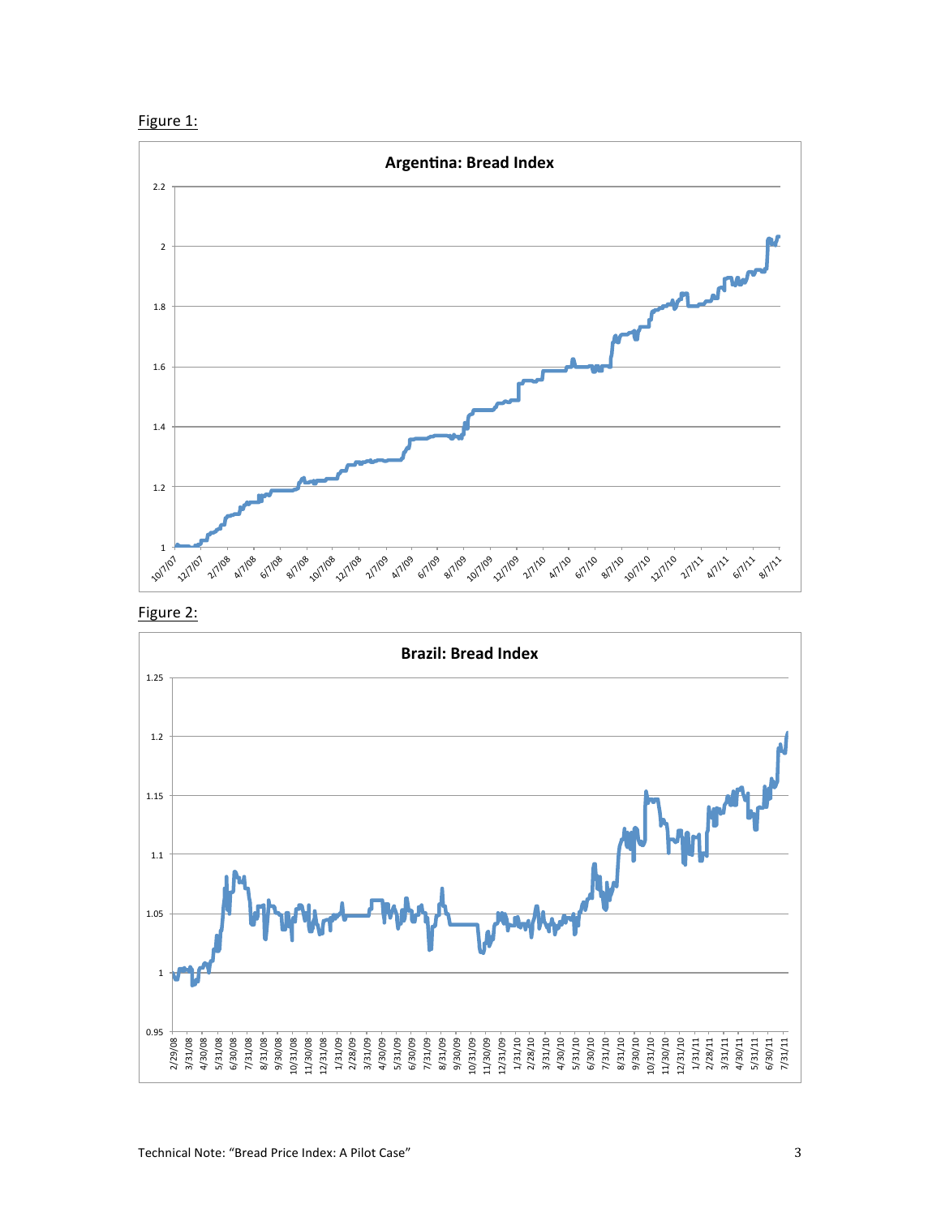Figure 1:

**Argentina: Bread Index**

Figure 2:

**Brazil: Bread Index**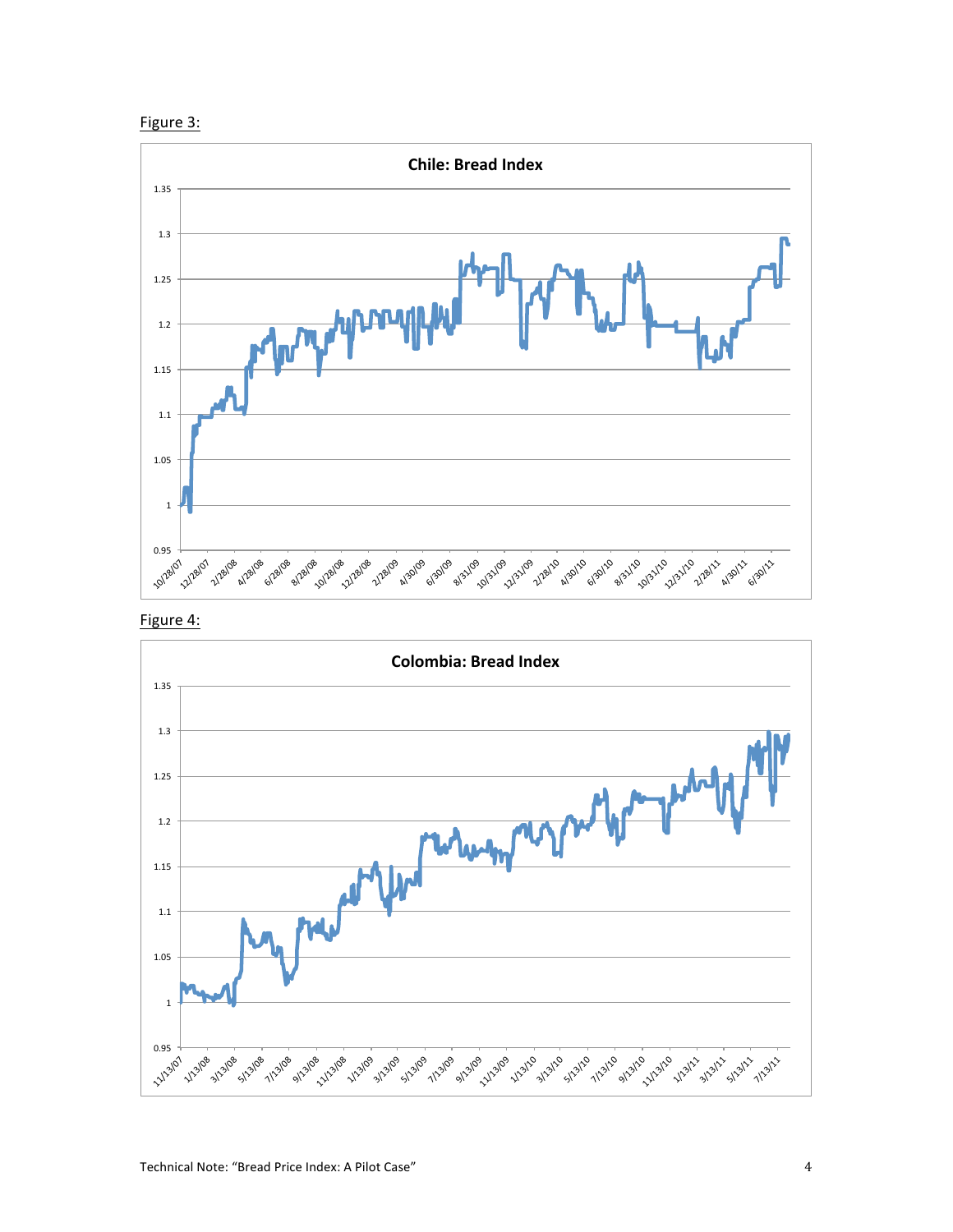Figure 3:

**Chile: Bread Index**

Figure 4:

**Colombia: Bread Index**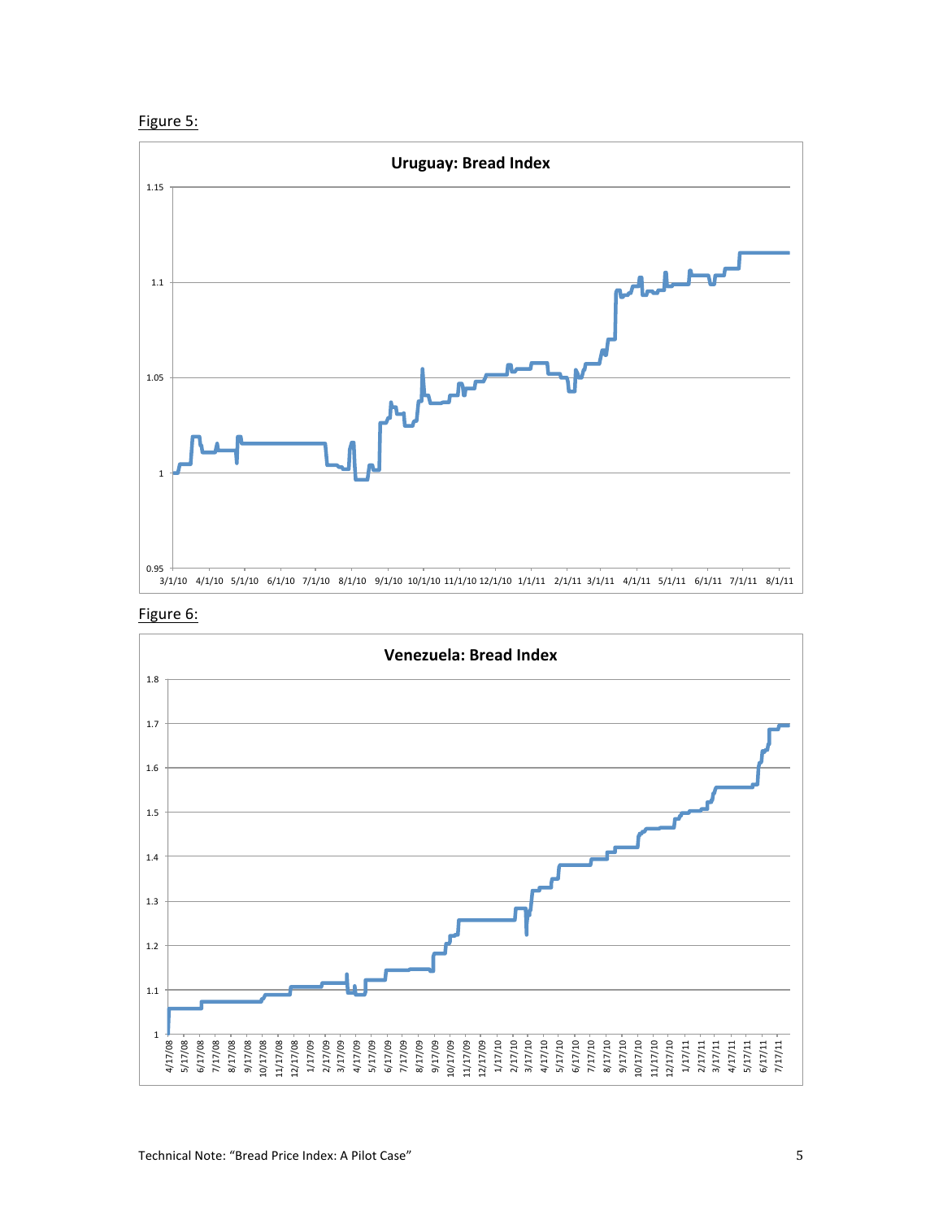Figure 5:

**Uruguay: Bread Index**

Figure 6:

**Venezuela: Bread Index**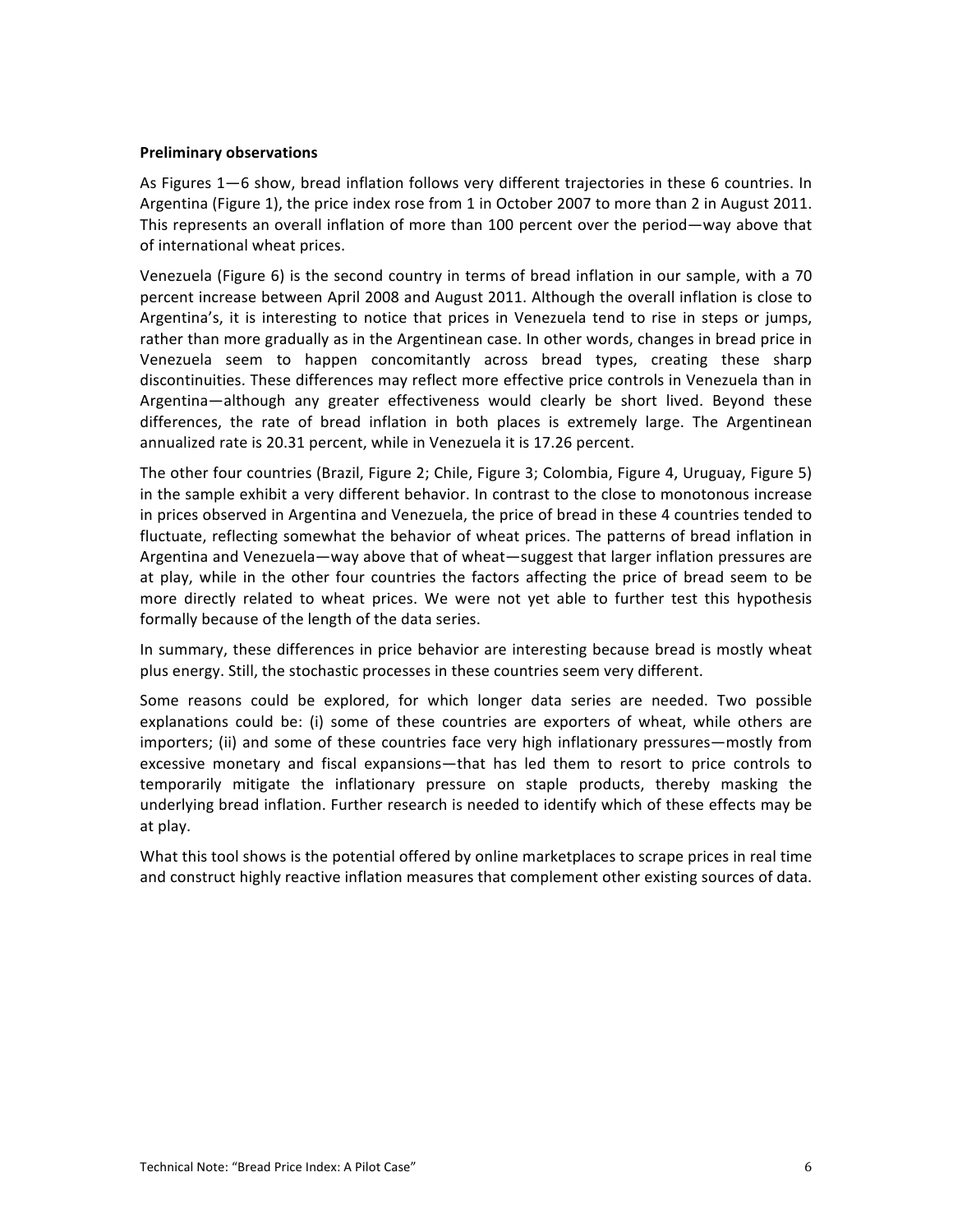**Preliminary observations**

As Figures 1—6 show, bread inflation follows very different trajectories in these 6 countries. In Argentina (Figure 1), the price index rose from 1 in October 2007 to more than 2 in August 2011. This represents an overall inflation of more than 100 percent over the period—way above that of international wheat prices.

Venezuela (Figure 6) is the second country in terms of bread inflation in our sample, with a 70 percent increase between April 2008 and August 2011. Although the overall inflation is close to Argentina's, it is interesting to notice that prices in Venezuela tend to rise in steps or jumps, rather than more gradually as in the Argentinean case. In other words, changes in bread price in Venezuela seem to happen concomitantly across bread types, creating these sharp discontinuities. These differences may reflect more effective price controls in Venezuela than in Argentina—although any greater effectiveness would clearly be short lived. Beyond these differences, the rate of bread inflation in both places is extremely large. The Argentinean annualized rate is 20.31 percent, while in Venezuela it is 17.26 percent.

The other four countries (Brazil, Figure 2; Chile, Figure 3; Colombia, Figure 4, Uruguay, Figure 5) in the sample exhibit a very different behavior. In contrast to the close to monotonous increase in prices observed in Argentina and Venezuela, the price of bread in these 4 countries tended to fluctuate, reflecting somewhat the behavior of wheat prices. The patterns of bread inflation in Argentina and Venezuela—way above that of wheat—suggest that larger inflation pressures are at play, while in the other four countries the factors affecting the price of bread seem to be more directly related to wheat prices. We were not yet able to further test this hypothesis formally because of the length of the data series.

In summary, these differences in price behavior are interesting because bread is mostly wheat plus energy. Still, the stochastic processes in these countries seem very different.

Some reasons could be explored, for which longer data series are needed. Two possible explanations could be: (i) some of these countries are exporters of wheat, while others are importers; (ii) and some of these countries face very high inflationary pressures—mostly from excessive monetary and fiscal expansions—that has led them to resort to price controls to temporarily mitigate the inflationary pressure on staple products, thereby masking the underlying bread inflation. Further research is needed to identify which of these effects may be at play.

What this tool shows is the potential offered by online marketplaces to scrape prices in real time and construct highly reactive inflation measures that complement other existing sources of data.